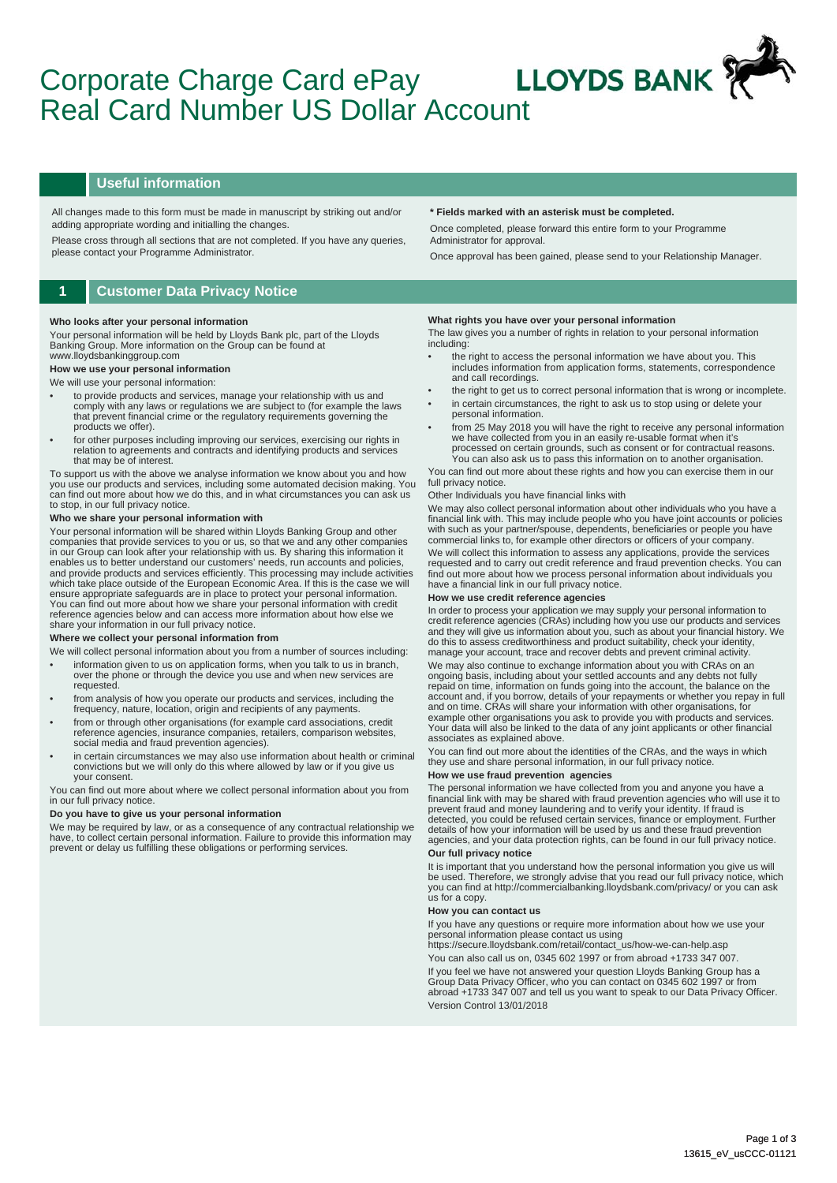# Corporate Charge Card ePay Real Card Number US Dollar Account

LLOYDS BANK

## Useful information

All changes made to this form must be made in manuscript by striking out and/or adding appropriate wording and initialling the changes.

Please cross through all sections that are not completed. If you have any queries, please contact your Programme Administrator.

**\* Fields marked with an asterisk must be completed.**

Once completed, please forward this entire form to your Programme Administrator for approval.

Once approval has been gained, please send to your Relationship Manager.

## 1 Customer Data Privacy Notice

**Who looks after your personal information**

Your personal information will be held by Lloyds Bank plc, part of the Lloyds Banking Group. More information on the Group can be found at www.lloydsbankinggroup.com

**How we use your personal information**

We will use your personal information:

- to provide products and services, manage your relationship with us and comply with any laws or regulations we are subject to (for example the laws that prevent financial crime or the regulatory requirements governing the products we offer).
- for other purposes including improving our services, exercising our rights in relation to agreements and contracts and identifying products and services that may be of interest.

To support us with the above we analyse information we know about you and how you use our products and services, including some automated decision making. You can find out more about how we do this, and in what circumstances you can ask us to stop, in our full privacy notice.

**Who we share your personal information with**

Your personal information will be shared within Lloyds Banking Group and other companies that provide services to you or us, so that we and any other companies in our Group can look after your relationship with us. By sharing this information it enables us to better understand our customers' needs, run accounts and policies, and provide products and services efficiently. This processing may include activities which take place outside of the European Economic Area. If this is the case we will ensure appropriate safeguards are in place to protect your personal information. You can find out more about how we share your personal information with credit reference agencies below and can access more information about how else we share your information in our full privacy notice.

**Where we collect your personal information from**

We will collect personal information about you from a number of sources including:

- information given to us on application forms, when you talk to us in branch, over the phone or through the device you use and when new services are requested.
- from analysis of how you operate our products and services, including the frequency, nature, location, origin and recipients of any payments.
- from or through other organisations (for example card associations, credit reference agencies, insurance companies, retailers, comparison websites, social media and fraud prevention agencies).
- in certain circumstances we may also use information about health or criminal convictions but we will only do this where allowed by law or if you give us your consent.

You can find out more about where we collect personal information about you from in our full privacy notice.

**Do you have to give us your personal information**

We may be required by law, or as a consequence of any contractual relationship we have, to collect certain personal information. Failure to provide this information may prevent or delay us fulfilling these obligations or performing services.

**What rights you have over your personal information**

The law gives you a number of rights in relation to your personal information including:

- the right to access the personal information we have about you. This includes information from application forms, statements, correspondence and call recordings.
- the right to get us to correct personal information that is wrong or incomplete.
- in certain circumstances, the right to ask us to stop using or delete your personal information.
- from 25 May 2018 you will have the right to receive any personal information we have collected from you in an easily re-usable format when it's processed on certain grounds, such as consent or for contractual reasons. You can also ask us to pass this information on to another organisation.

You can find out more about these rights and how you can exercise them in our full privacy notice.

Other Individuals you have financial links with

We may also collect personal information about other individuals who you have a financial link with. This may include people who you have joint accounts or policies with such as your partner/spouse, dependents, beneficiaries or people you have commercial links to, for example other directors or officers of your company.

We will collect this information to assess any applications, provide the services requested and to carry out credit reference and fraud prevention checks. You can find out more about how we process personal information about individuals you have a financial link in our full privacy notice.

**How we use credit reference agencies**

In order to process your application we may supply your personal information to credit reference agencies (CRAs) including how you use our products and services and they will give us information about you, such as about your financial history. We do this to assess creditworthiness and product suitability, check your identity, manage your account, trace and recover debts and prevent criminal activity.

We may also continue to exchange information about you with CRAs on an ongoing basis, including about your settled accounts and any debts not fully repaid on time, information on funds going into the account, the balance on the account and, if you borrow, details of your repayments or whether you repay in full and on time. CRAs will share your information with other organisations, for example other organisations you ask to provide you with products and services. Your data will also be linked to the data of any joint applicants or other financial associates as explained above.

You can find out more about the identities of the CRAs, and the ways in which they use and share personal information, in our full privacy notice.

**How we use fraud prevention agencies**

The personal information we have collected from you and anyone you have a financial link with may be shared with fraud prevention agencies who will use it to prevent fraud and money laundering and to verify your identity. If fraud is detected, you could be refused certain services, finance or employment. Further details of how your information will be used by us and these fraud prevention agencies, and your data protection rights, can be found in our full privacy notice.

**Our full privacy notice**

It is important that you understand how the personal information you give us will be used. Therefore, we strongly advise that you read our full privacy notice, which you can find at http://commercialbanking.lloydsbank.com/privacy/ or you can ask us for a copy.

**How you can contact us**

If you have any questions or require more information about how we use your personal information please contact us using https://secure.lloydsbank.com/retail/contact_us/how-we-can-help.asp

You can also call us on, 0345 602 1997 or from abroad +1733 347 007.

If you feel we have not answered your question Lloyds Banking Group has a Group Data Privacy Officer, who you can contact on 0345 602 1997 or from abroad +1733 347 007 and tell us you want to speak to our Data Privacy Officer.

Version Control 13/01/2018

13615_eV_usCCC-01121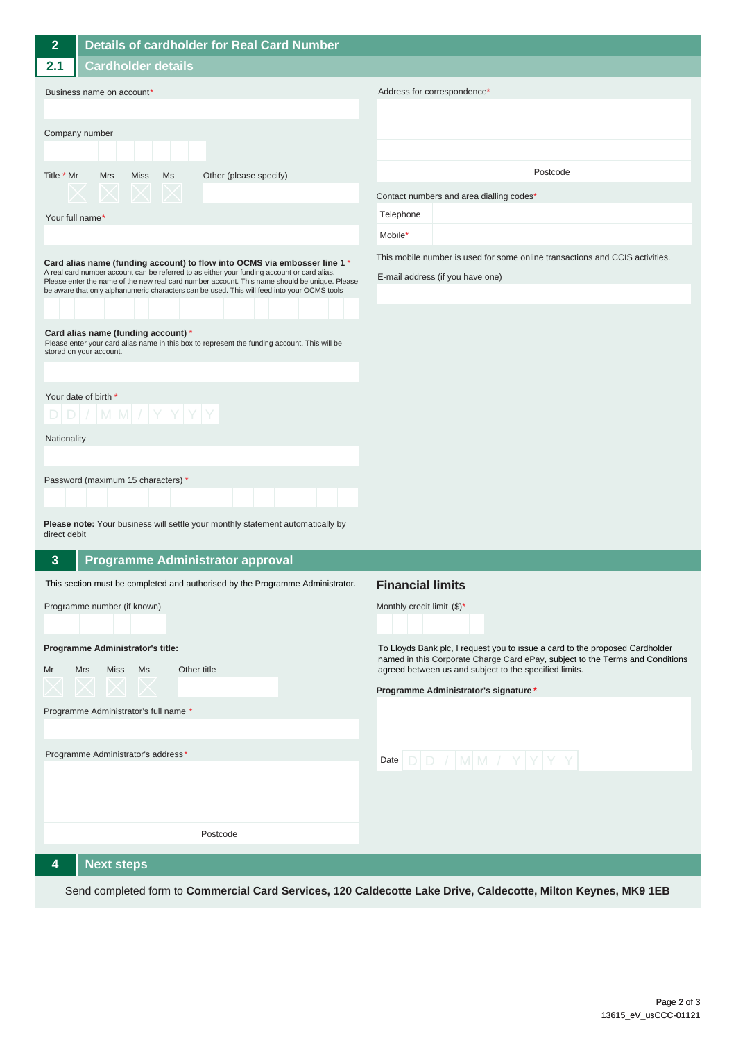## 2 Details of cardholder for Real Card Number

### 2.1 Cardholder details

Business name on account*

Company number

Title * Mr Mrs Miss Ms Other (please specify)

Your full name*

**Card alias name (funding account) to flow into OCMS via embosser line 1** *
A real card number account can be referred to as either your funding account or card alias. Please enter the name of the new real card number account. This name should be unique. Please be aware that only alphanumeric characters can be used. This will feed into your OCMS tools

**Card alias name (funding account)** *
Please enter your card alias name in this box to represent the funding account. This will be stored on your account.

Your date of birth * D D / M M / Y Y Y Y

Nationality

Password (maximum 15 characters) *

**Please note:** Your business will settle your monthly statement automatically by direct debit

Address for correspondence*

Postcode

Contact numbers and area dialling codes*

| Telephone | |
|---|---|
| Mobile* | |

This mobile number is used for some online transactions and CCIS activities.

E-mail address (if you have one)

## 3 Programme Administrator approval

This section must be completed and authorised by the Programme Administrator.

Programme number (if known)

**Programme Administrator's title:**

Mr Mrs Miss Ms Other title

Programme Administrator's full name *

Programme Administrator's address*

Postcode

### Financial limits

Monthly credit limit ($)*

To Lloyds Bank plc, I request you to issue a card to the proposed Cardholder named in this Corporate Charge Card ePay, subject to the Terms and Conditions agreed between us and subject to the specified limits.

**Programme Administrator's signature** *

Date D D / M M / Y Y Y Y

## 4 Next steps

Send completed form to **Commercial Card Services, 120 Caldecotte Lake Drive, Caldecotte, Milton Keynes, MK9 1EB**

13615_eV_usCCC-01121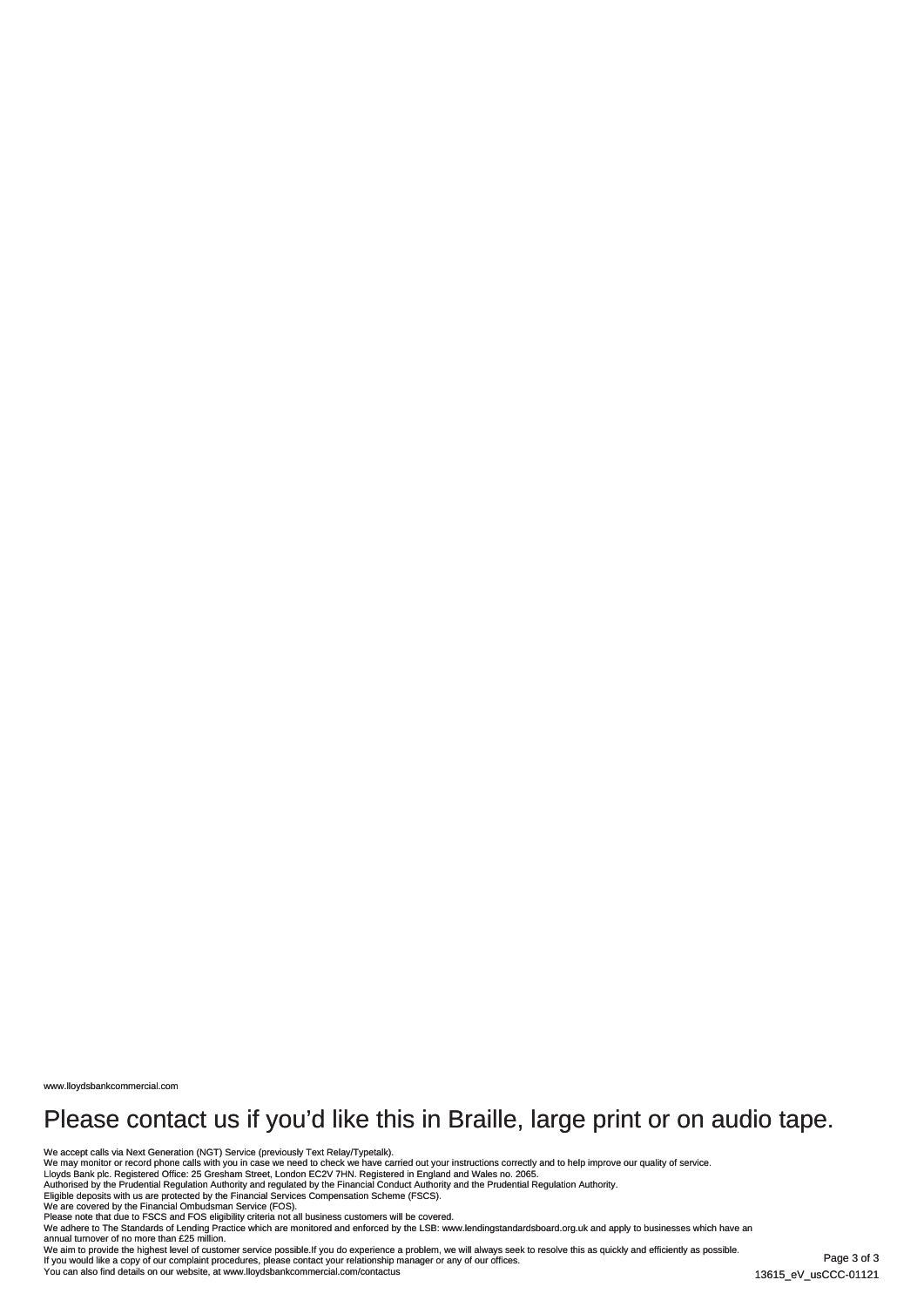www.lloydsbankcommercial.com

# Please contact us if you'd like this in Braille, large print or on audio tape.

We accept calls via Next Generation (NGT) Service (previously Text Relay/Typetalk).
We may monitor or record phone calls with you in case we need to check we have carried out your instructions correctly and to help improve our quality of service.
Lloyds Bank plc. Registered Office: 25 Gresham Street, London EC2V 7HN. Registered in England and Wales no. 2065.
Authorised by the Prudential Regulation Authority and regulated by the Financial Conduct Authority and the Prudential Regulation Authority.
Eligible deposits with us are protected by the Financial Services Compensation Scheme (FSCS).
We are covered by the Financial Ombudsman Service (FOS).
Please note that due to FSCS and FOS eligibility criteria not all business customers will be covered.
We adhere to The Standards of Lending Practice which are monitored and enforced by the LSB: www.lendingstandardsboard.org.uk and apply to businesses which have an annual turnover of no more than £25 million.
We aim to provide the highest level of customer service possible.If you do experience a problem, we will always seek to resolve this as quickly and efficiently as possible.
If you would like a copy of our complaint procedures, please contact your relationship manager or any of our offices.
You can also find details on our website, at www.lloydsbankcommercial.com/contactus

13615_eV_usCCC-01121